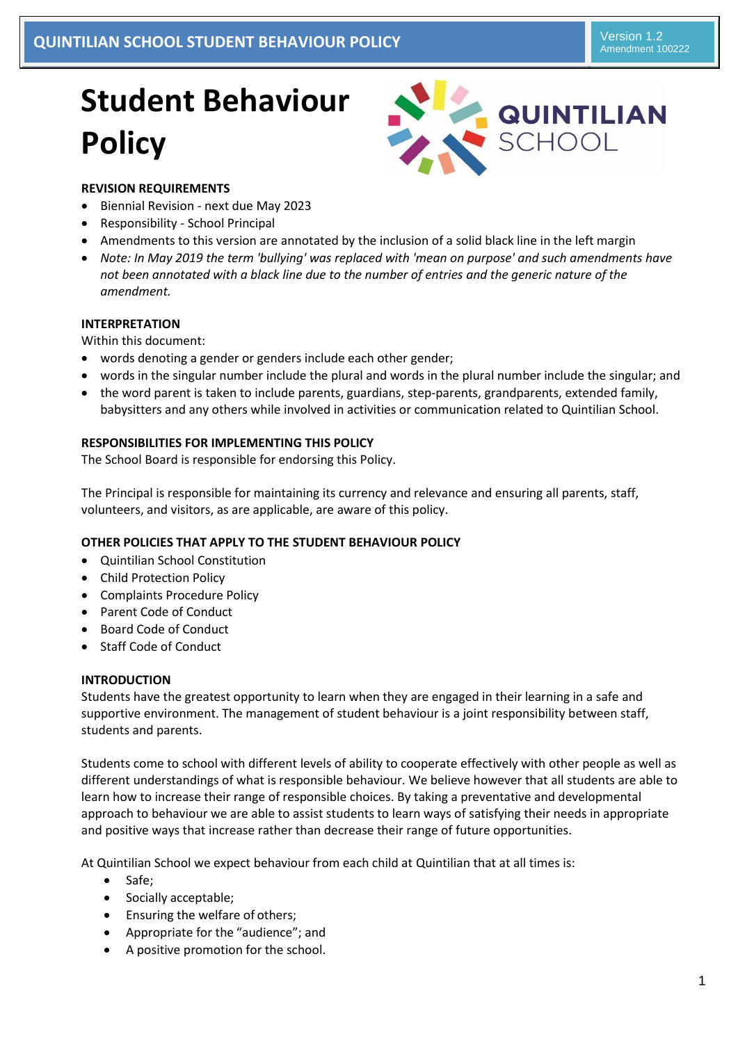# Student Behaviour Policy

**REVISION REQUIREMENTS**

- Biennial Revision - next due May 2023
- Responsibility - School Principal
- Amendments to this version are annotated by the inclusion of a solid black line in the left margin
- *Note: In May 2019 the term 'bullying' was replaced with 'mean on purpose' and such amendments have not been annotated with a black line due to the number of entries and the generic nature of the amendment.*

**INTERPRETATION**

Within this document:

- words denoting a gender or genders include each other gender;
- words in the singular number include the plural and words in the plural number include the singular; and
- the word parent is taken to include parents, guardians, step-parents, grandparents, extended family, babysitters and any others while involved in activities or communication related to Quintilian School.

**RESPONSIBILITIES FOR IMPLEMENTING THIS POLICY**

The School Board is responsible for endorsing this Policy.

The Principal is responsible for maintaining its currency and relevance and ensuring all parents, staff, volunteers, and visitors, as are applicable, are aware of this policy.

**OTHER POLICIES THAT APPLY TO THE STUDENT BEHAVIOUR POLICY**

- Quintilian School Constitution
- Child Protection Policy
- Complaints Procedure Policy
- Parent Code of Conduct
- Board Code of Conduct
- Staff Code of Conduct

**INTRODUCTION**

Students have the greatest opportunity to learn when they are engaged in their learning in a safe and supportive environment. The management of student behaviour is a joint responsibility between staff, students and parents.

Students come to school with different levels of ability to cooperate effectively with other people as well as different understandings of what is responsible behaviour. We believe however that all students are able to learn how to increase their range of responsible choices. By taking a preventative and developmental approach to behaviour we are able to assist students to learn ways of satisfying their needs in appropriate and positive ways that increase rather than decrease their range of future opportunities.

At Quintilian School we expect behaviour from each child at Quintilian that at all times is:

- Safe;
- Socially acceptable;
- Ensuring the welfare of others;
- Appropriate for the "audience"; and
- A positive promotion for the school.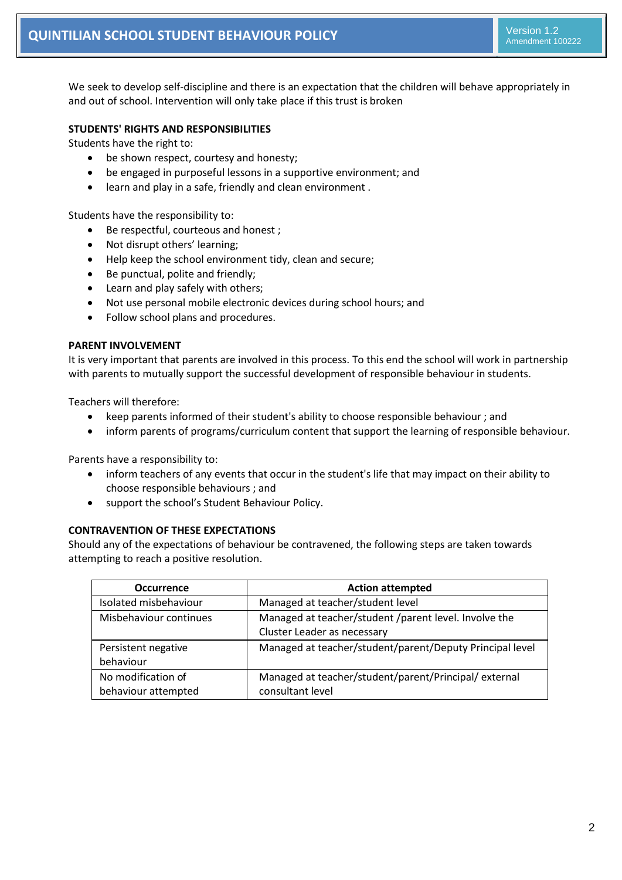We seek to develop self-discipline and there is an expectation that the children will behave appropriately in and out of school. Intervention will only take place if this trust is broken

**STUDENTS' RIGHTS AND RESPONSIBILITIES**

Students have the right to:

- be shown respect, courtesy and honesty;
- be engaged in purposeful lessons in a supportive environment; and
- learn and play in a safe, friendly and clean environment .

Students have the responsibility to:

- Be respectful, courteous and honest ;
- Not disrupt others' learning;
- Help keep the school environment tidy, clean and secure;
- Be punctual, polite and friendly;
- Learn and play safely with others;
- Not use personal mobile electronic devices during school hours; and
- Follow school plans and procedures.

**PARENT INVOLVEMENT**

It is very important that parents are involved in this process. To this end the school will work in partnership with parents to mutually support the successful development of responsible behaviour in students.

Teachers will therefore:

- keep parents informed of their student's ability to choose responsible behaviour ; and
- inform parents of programs/curriculum content that support the learning of responsible behaviour.

Parents have a responsibility to:

- inform teachers of any events that occur in the student's life that may impact on their ability to choose responsible behaviours ; and
- support the school's Student Behaviour Policy.

**CONTRAVENTION OF THESE EXPECTATIONS**

Should any of the expectations of behaviour be contravened, the following steps are taken towards attempting to reach a positive resolution.

| Occurrence | Action attempted |
|---|---|
| Isolated misbehaviour | Managed at teacher/student level |
| Misbehaviour continues | Managed at teacher/student /parent level. Involve the Cluster Leader as necessary |
| Persistent negative behaviour | Managed at teacher/student/parent/Deputy Principal level |
| No modification of behaviour attempted | Managed at teacher/student/parent/Principal/ external consultant level |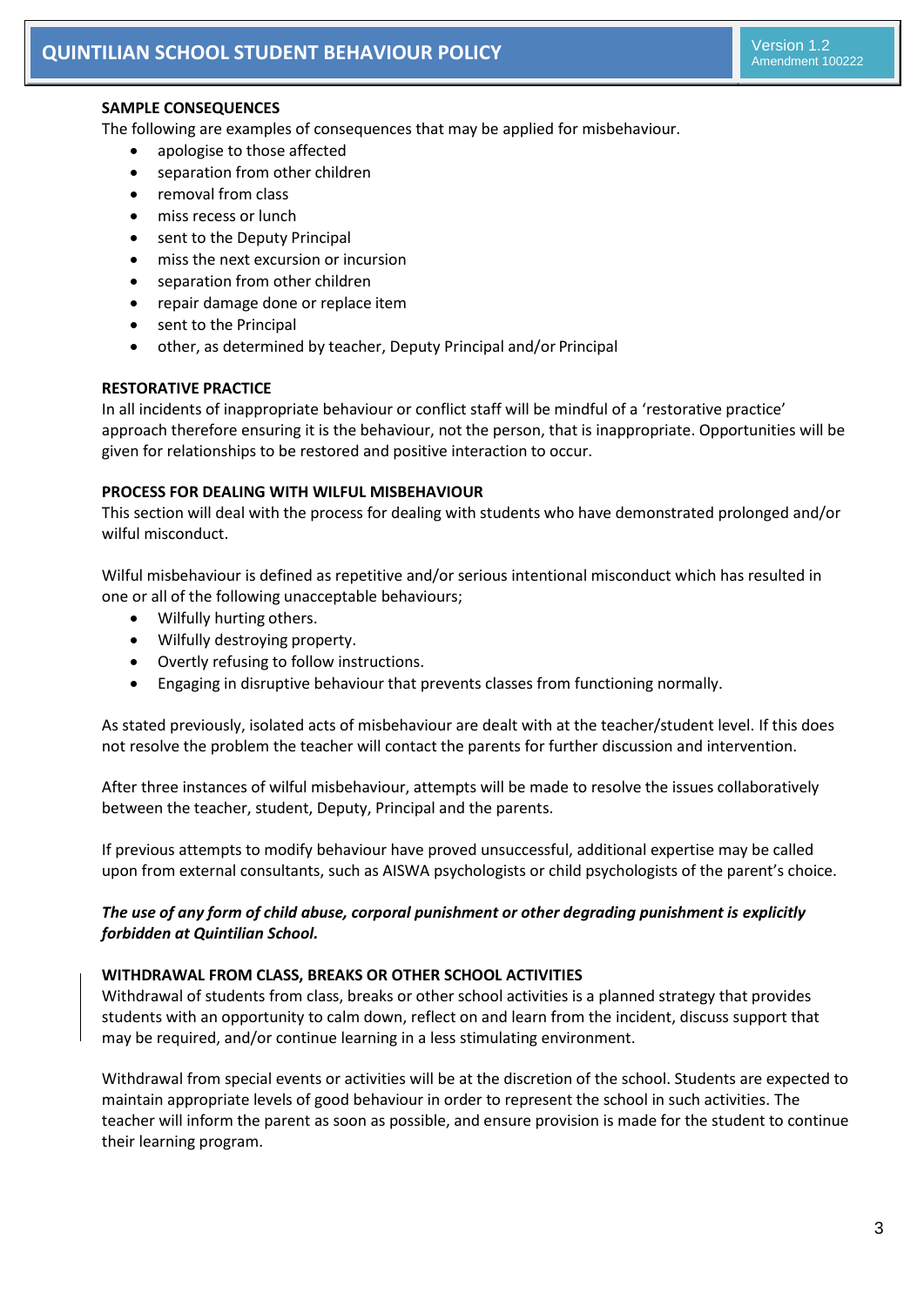**SAMPLE CONSEQUENCES**

The following are examples of consequences that may be applied for misbehaviour.

- apologise to those affected
- separation from other children
- removal from class
- miss recess or lunch
- sent to the Deputy Principal
- miss the next excursion or incursion
- separation from other children
- repair damage done or replace item
- sent to the Principal
- other, as determined by teacher, Deputy Principal and/or Principal

**RESTORATIVE PRACTICE**

In all incidents of inappropriate behaviour or conflict staff will be mindful of a 'restorative practice' approach therefore ensuring it is the behaviour, not the person, that is inappropriate. Opportunities will be given for relationships to be restored and positive interaction to occur.

**PROCESS FOR DEALING WITH WILFUL MISBEHAVIOUR**

This section will deal with the process for dealing with students who have demonstrated prolonged and/or wilful misconduct.

Wilful misbehaviour is defined as repetitive and/or serious intentional misconduct which has resulted in one or all of the following unacceptable behaviours;

- Wilfully hurting others.
- Wilfully destroying property.
- Overtly refusing to follow instructions.
- Engaging in disruptive behaviour that prevents classes from functioning normally.

As stated previously, isolated acts of misbehaviour are dealt with at the teacher/student level. If this does not resolve the problem the teacher will contact the parents for further discussion and intervention.

After three instances of wilful misbehaviour, attempts will be made to resolve the issues collaboratively between the teacher, student, Deputy, Principal and the parents.

If previous attempts to modify behaviour have proved unsuccessful, additional expertise may be called upon from external consultants, such as AISWA psychologists or child psychologists of the parent's choice.

***The use of any form of child abuse, corporal punishment or other degrading punishment is explicitly forbidden at Quintilian School.***

**WITHDRAWAL FROM CLASS, BREAKS OR OTHER SCHOOL ACTIVITIES**

Withdrawal of students from class, breaks or other school activities is a planned strategy that provides students with an opportunity to calm down, reflect on and learn from the incident, discuss support that may be required, and/or continue learning in a less stimulating environment.

Withdrawal from special events or activities will be at the discretion of the school. Students are expected to maintain appropriate levels of good behaviour in order to represent the school in such activities. The teacher will inform the parent as soon as possible, and ensure provision is made for the student to continue their learning program.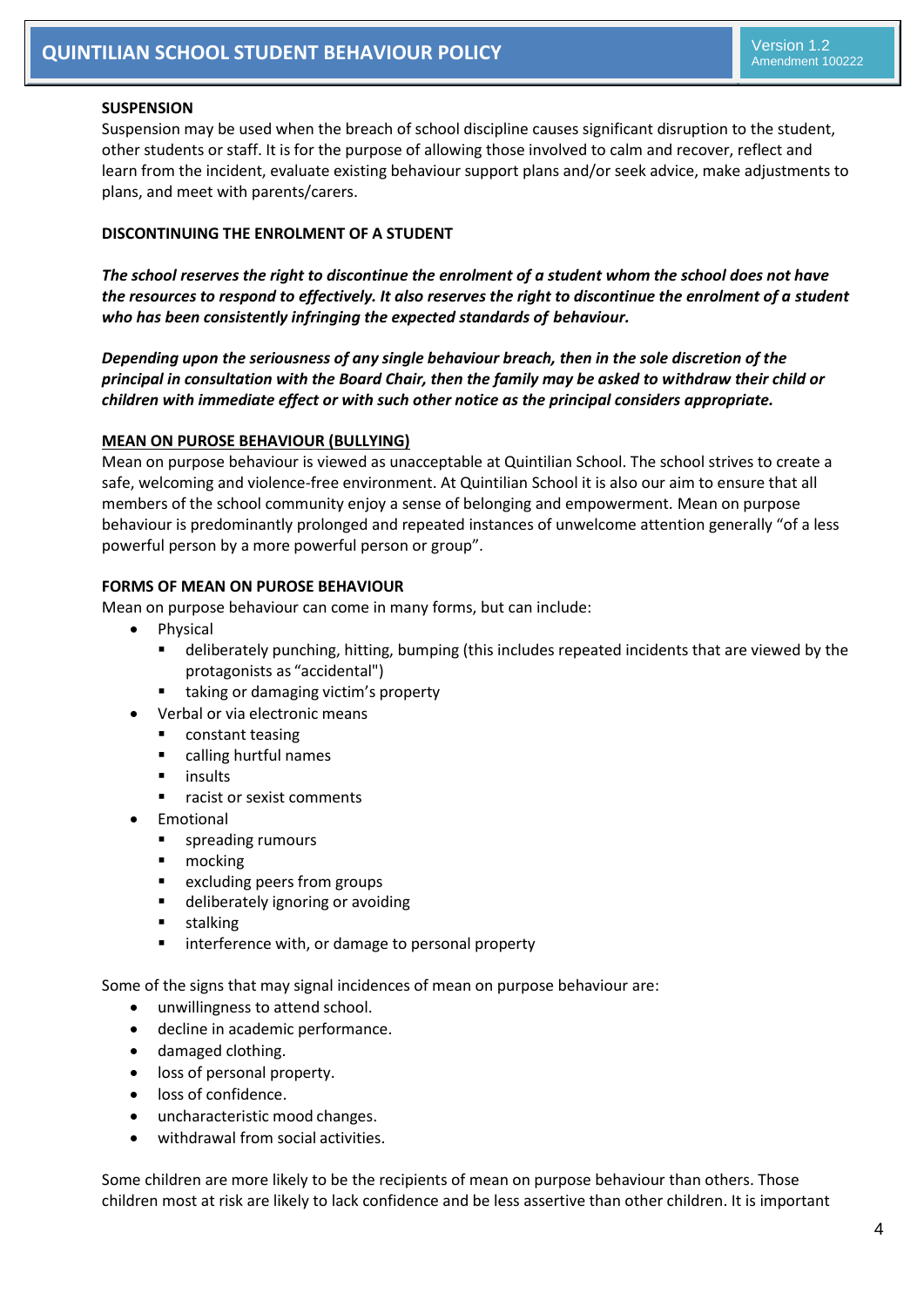**SUSPENSION**

Suspension may be used when the breach of school discipline causes significant disruption to the student, other students or staff. It is for the purpose of allowing those involved to calm and recover, reflect and learn from the incident, evaluate existing behaviour support plans and/or seek advice, make adjustments to plans, and meet with parents/carers.

**DISCONTINUING THE ENROLMENT OF A STUDENT**

***The school reserves the right to discontinue the enrolment of a student whom the school does not have the resources to respond to effectively. It also reserves the right to discontinue the enrolment of a student who has been consistently infringing the expected standards of behaviour.***

***Depending upon the seriousness of any single behaviour breach, then in the sole discretion of the principal in consultation with the Board Chair, then the family may be asked to withdraw their child or children with immediate effect or with such other notice as the principal considers appropriate.***

**MEAN ON PUROSE BEHAVIOUR (BULLYING)**

Mean on purpose behaviour is viewed as unacceptable at Quintilian School. The school strives to create a safe, welcoming and violence-free environment. At Quintilian School it is also our aim to ensure that all members of the school community enjoy a sense of belonging and empowerment. Mean on purpose behaviour is predominantly prolonged and repeated instances of unwelcome attention generally "of a less powerful person by a more powerful person or group".

**FORMS OF MEAN ON PUROSE BEHAVIOUR**

Mean on purpose behaviour can come in many forms, but can include:

- Physical
  - deliberately punching, hitting, bumping (this includes repeated incidents that are viewed by the protagonists as "accidental")
  - taking or damaging victim's property
- Verbal or via electronic means
  - constant teasing
  - calling hurtful names
  - insults
  - racist or sexist comments
- Emotional
  - spreading rumours
  - mocking
  - excluding peers from groups
  - deliberately ignoring or avoiding
  - stalking
  - interference with, or damage to personal property

Some of the signs that may signal incidences of mean on purpose behaviour are:

- unwillingness to attend school.
- decline in academic performance.
- damaged clothing.
- loss of personal property.
- loss of confidence.
- uncharacteristic mood changes.
- withdrawal from social activities.

Some children are more likely to be the recipients of mean on purpose behaviour than others. Those children most at risk are likely to lack confidence and be less assertive than other children. It is important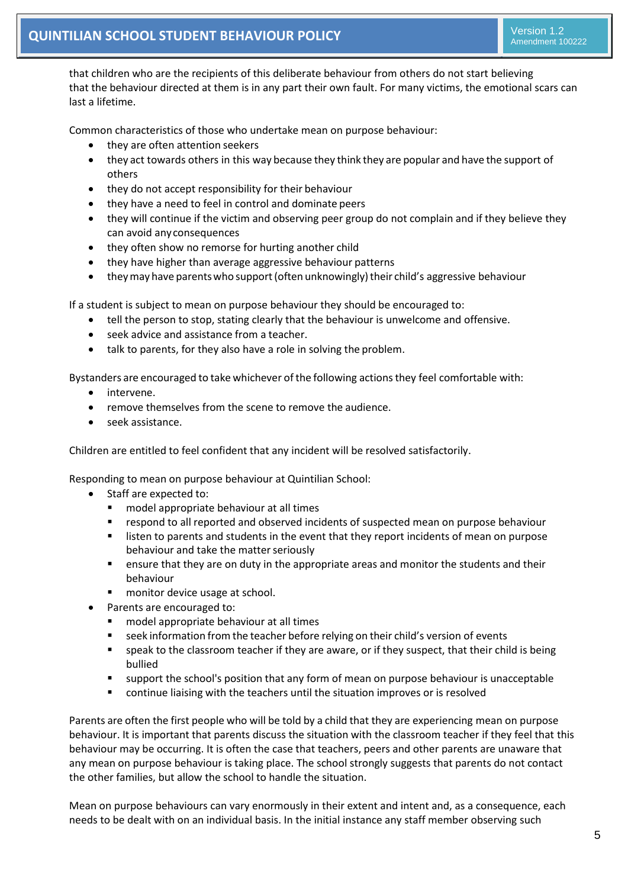that children who are the recipients of this deliberate behaviour from others do not start believing that the behaviour directed at them is in any part their own fault. For many victims, the emotional scars can last a lifetime.

Common characteristics of those who undertake mean on purpose behaviour:

- they are often attention seekers
- they act towards others in this way because they think they are popular and have the support of others
- they do not accept responsibility for their behaviour
- they have a need to feel in control and dominate peers
- they will continue if the victim and observing peer group do not complain and if they believe they can avoid any consequences
- they often show no remorse for hurting another child
- they have higher than average aggressive behaviour patterns
- they may have parents who support (often unknowingly) their child's aggressive behaviour

If a student is subject to mean on purpose behaviour they should be encouraged to:

- tell the person to stop, stating clearly that the behaviour is unwelcome and offensive.
- seek advice and assistance from a teacher.
- talk to parents, for they also have a role in solving the problem.

Bystanders are encouraged to take whichever of the following actions they feel comfortable with:

- intervene.
- remove themselves from the scene to remove the audience.
- seek assistance.

Children are entitled to feel confident that any incident will be resolved satisfactorily.

Responding to mean on purpose behaviour at Quintilian School:

- Staff are expected to:
  - model appropriate behaviour at all times
  - respond to all reported and observed incidents of suspected mean on purpose behaviour
  - listen to parents and students in the event that they report incidents of mean on purpose behaviour and take the matter seriously
  - ensure that they are on duty in the appropriate areas and monitor the students and their behaviour
  - monitor device usage at school.
- Parents are encouraged to:
  - model appropriate behaviour at all times
  - seek information from the teacher before relying on their child's version of events
  - speak to the classroom teacher if they are aware, or if they suspect, that their child is being bullied
  - support the school's position that any form of mean on purpose behaviour is unacceptable
  - continue liaising with the teachers until the situation improves or is resolved

Parents are often the first people who will be told by a child that they are experiencing mean on purpose behaviour. It is important that parents discuss the situation with the classroom teacher if they feel that this behaviour may be occurring. It is often the case that teachers, peers and other parents are unaware that any mean on purpose behaviour is taking place. The school strongly suggests that parents do not contact the other families, but allow the school to handle the situation.

Mean on purpose behaviours can vary enormously in their extent and intent and, as a consequence, each needs to be dealt with on an individual basis. In the initial instance any staff member observing such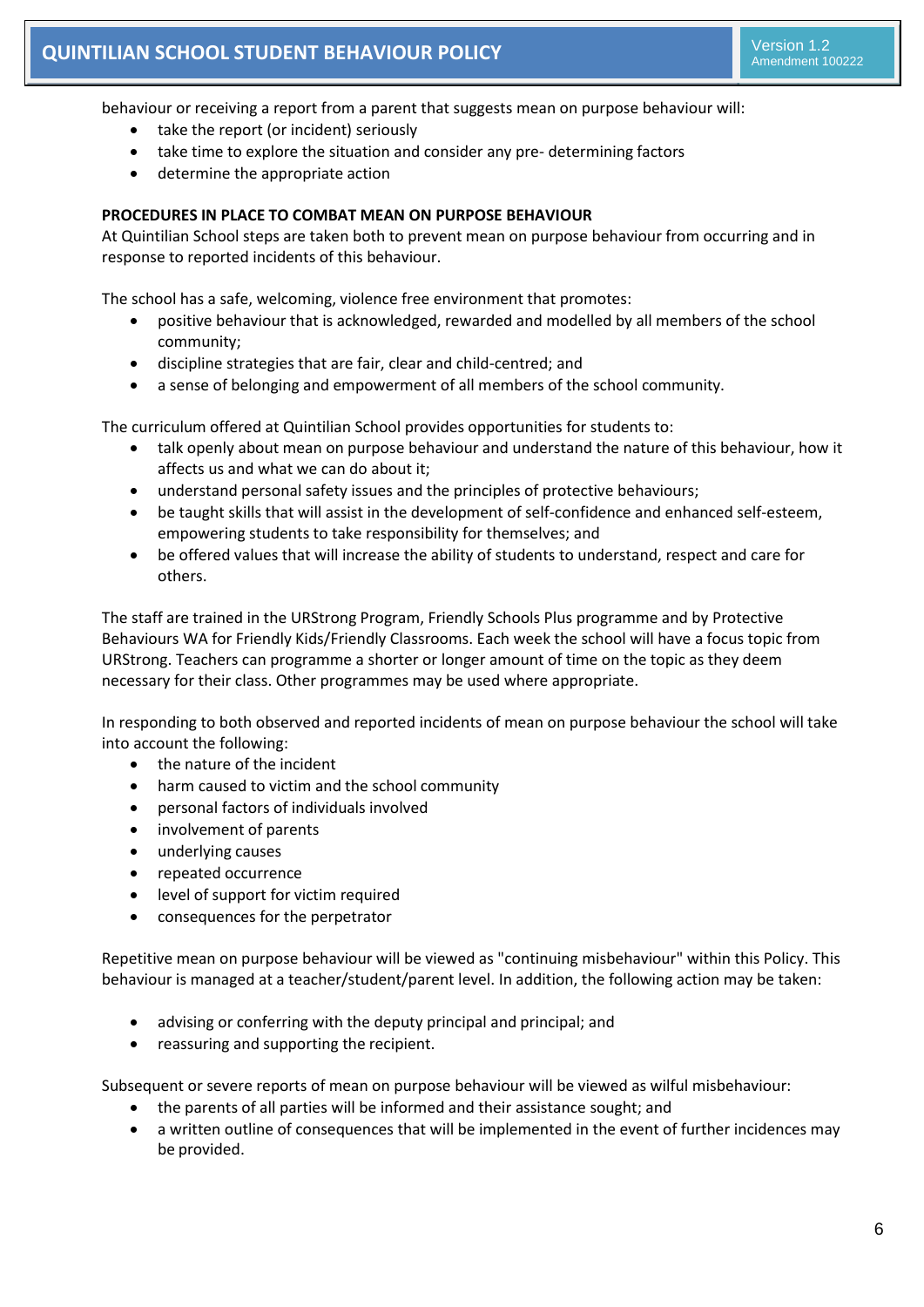behaviour or receiving a report from a parent that suggests mean on purpose behaviour will:

- take the report (or incident) seriously
- take time to explore the situation and consider any pre- determining factors
- determine the appropriate action

**PROCEDURES IN PLACE TO COMBAT MEAN ON PURPOSE BEHAVIOUR**

At Quintilian School steps are taken both to prevent mean on purpose behaviour from occurring and in response to reported incidents of this behaviour.

The school has a safe, welcoming, violence free environment that promotes:

- positive behaviour that is acknowledged, rewarded and modelled by all members of the school community;
- discipline strategies that are fair, clear and child-centred; and
- a sense of belonging and empowerment of all members of the school community.

The curriculum offered at Quintilian School provides opportunities for students to:

- talk openly about mean on purpose behaviour and understand the nature of this behaviour, how it affects us and what we can do about it;
- understand personal safety issues and the principles of protective behaviours;
- be taught skills that will assist in the development of self-confidence and enhanced self-esteem, empowering students to take responsibility for themselves; and
- be offered values that will increase the ability of students to understand, respect and care for others.

The staff are trained in the URStrong Program, Friendly Schools Plus programme and by Protective Behaviours WA for Friendly Kids/Friendly Classrooms. Each week the school will have a focus topic from URStrong. Teachers can programme a shorter or longer amount of time on the topic as they deem necessary for their class. Other programmes may be used where appropriate.

In responding to both observed and reported incidents of mean on purpose behaviour the school will take into account the following:

- the nature of the incident
- harm caused to victim and the school community
- personal factors of individuals involved
- involvement of parents
- underlying causes
- repeated occurrence
- level of support for victim required
- consequences for the perpetrator

Repetitive mean on purpose behaviour will be viewed as "continuing misbehaviour" within this Policy. This behaviour is managed at a teacher/student/parent level. In addition, the following action may be taken:

- advising or conferring with the deputy principal and principal; and
- reassuring and supporting the recipient.

Subsequent or severe reports of mean on purpose behaviour will be viewed as wilful misbehaviour:

- the parents of all parties will be informed and their assistance sought; and
- a written outline of consequences that will be implemented in the event of further incidences may be provided.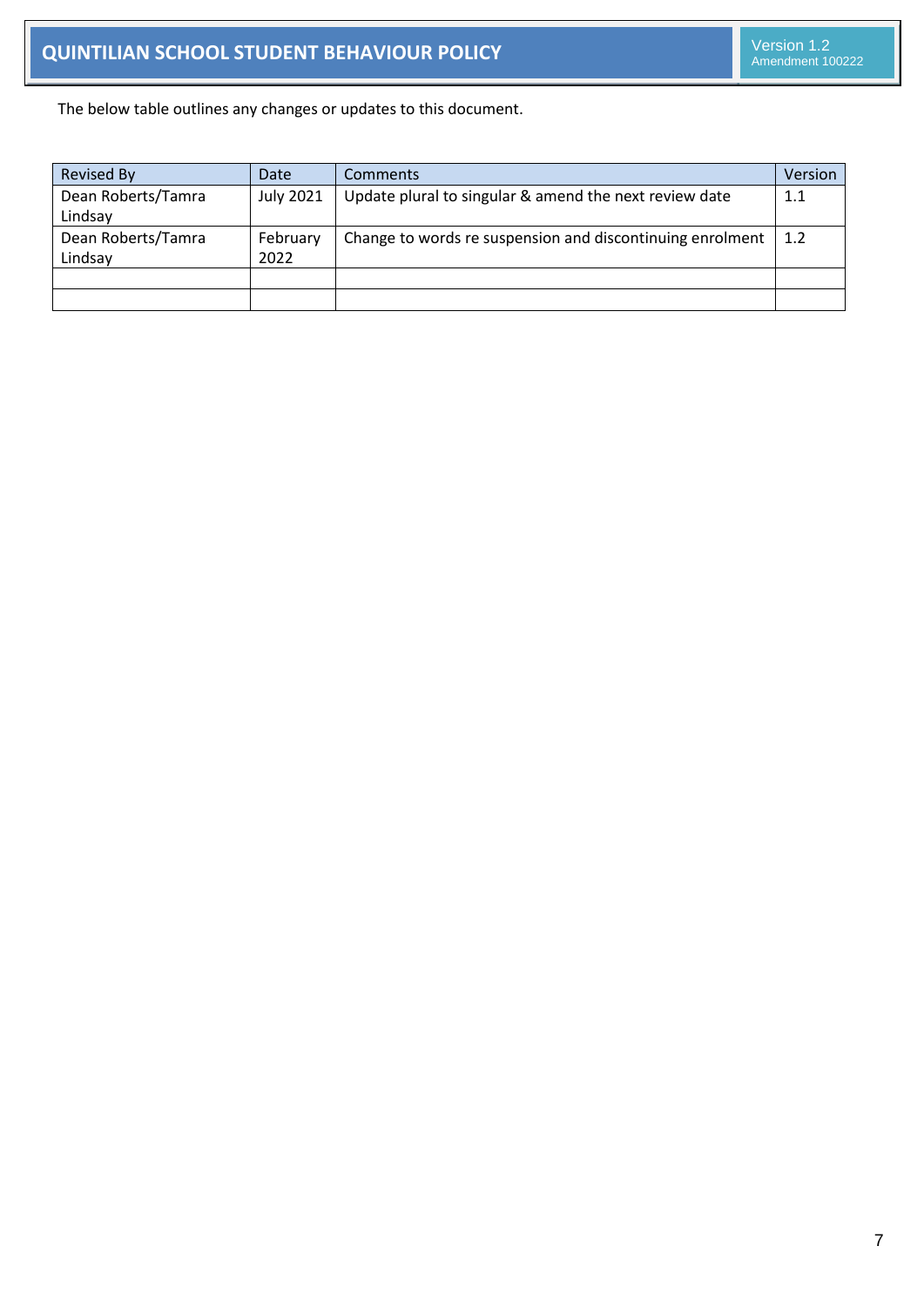The below table outlines any changes or updates to this document.

| Revised By | Date | Comments | Version |
|---|---|---|---|
| Dean Roberts/Tamra Lindsay | July 2021 | Update plural to singular & amend the next review date | 1.1 |
| Dean Roberts/Tamra Lindsay | February 2022 | Change to words re suspension and discontinuing enrolment | 1.2 |
| | | | |
| | | | |